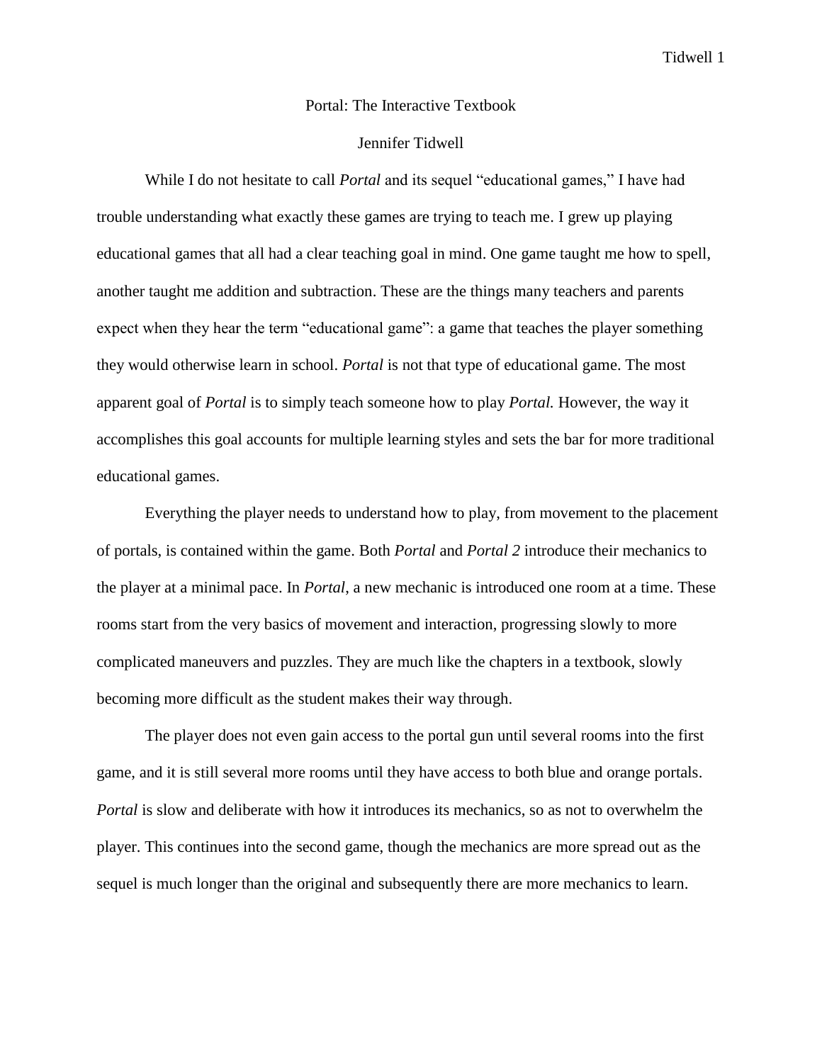# Portal: The Interactive Textbook

Jennifer Tidwell

While I do not hesitate to call *Portal* and its sequel "educational games," I have had trouble understanding what exactly these games are trying to teach me. I grew up playing educational games that all had a clear teaching goal in mind. One game taught me how to spell, another taught me addition and subtraction. These are the things many teachers and parents expect when they hear the term "educational game": a game that teaches the player something they would otherwise learn in school. *Portal* is not that type of educational game. The most apparent goal of *Portal* is to simply teach someone how to play *Portal.* However, the way it accomplishes this goal accounts for multiple learning styles and sets the bar for more traditional educational games.

Everything the player needs to understand how to play, from movement to the placement of portals, is contained within the game. Both *Portal* and *Portal 2* introduce their mechanics to the player at a minimal pace. In *Portal*, a new mechanic is introduced one room at a time. These rooms start from the very basics of movement and interaction, progressing slowly to more complicated maneuvers and puzzles. They are much like the chapters in a textbook, slowly becoming more difficult as the student makes their way through.

The player does not even gain access to the portal gun until several rooms into the first game, and it is still several more rooms until they have access to both blue and orange portals. *Portal* is slow and deliberate with how it introduces its mechanics, so as not to overwhelm the player. This continues into the second game, though the mechanics are more spread out as the sequel is much longer than the original and subsequently there are more mechanics to learn.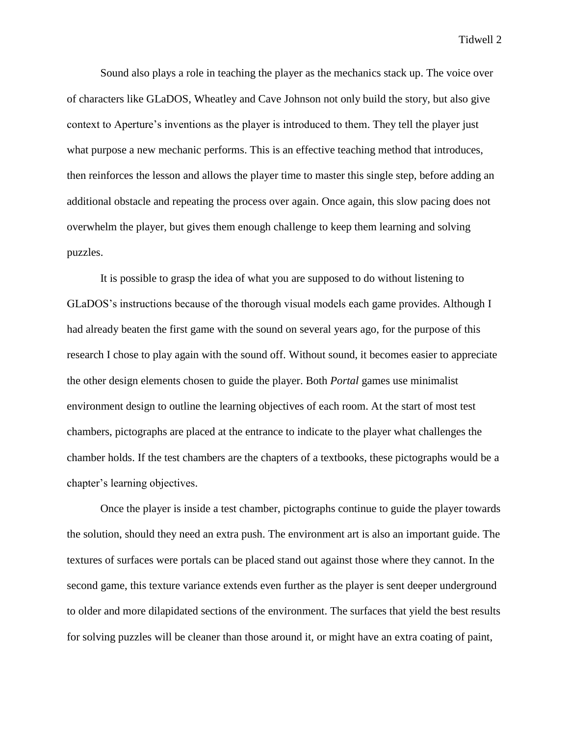Sound also plays a role in teaching the player as the mechanics stack up. The voice over of characters like GLaDOS, Wheatley and Cave Johnson not only build the story, but also give context to Aperture's inventions as the player is introduced to them. They tell the player just what purpose a new mechanic performs. This is an effective teaching method that introduces, then reinforces the lesson and allows the player time to master this single step, before adding an additional obstacle and repeating the process over again. Once again, this slow pacing does not overwhelm the player, but gives them enough challenge to keep them learning and solving puzzles.

It is possible to grasp the idea of what you are supposed to do without listening to GLaDOS's instructions because of the thorough visual models each game provides. Although I had already beaten the first game with the sound on several years ago, for the purpose of this research I chose to play again with the sound off. Without sound, it becomes easier to appreciate the other design elements chosen to guide the player. Both *Portal* games use minimalist environment design to outline the learning objectives of each room. At the start of most test chambers, pictographs are placed at the entrance to indicate to the player what challenges the chamber holds. If the test chambers are the chapters of a textbooks, these pictographs would be a chapter's learning objectives.

Once the player is inside a test chamber, pictographs continue to guide the player towards the solution, should they need an extra push. The environment art is also an important guide. The textures of surfaces were portals can be placed stand out against those where they cannot. In the second game, this texture variance extends even further as the player is sent deeper underground to older and more dilapidated sections of the environment. The surfaces that yield the best results for solving puzzles will be cleaner than those around it, or might have an extra coating of paint,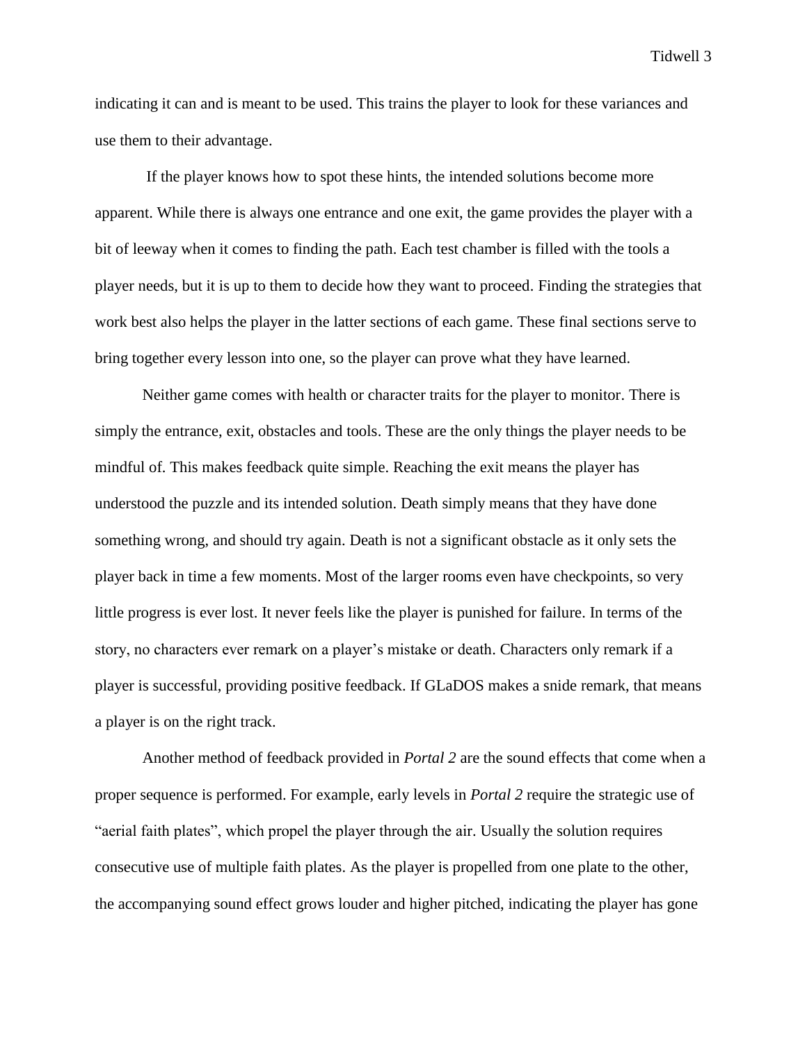indicating it can and is meant to be used. This trains the player to look for these variances and use them to their advantage.

If the player knows how to spot these hints, the intended solutions become more apparent. While there is always one entrance and one exit, the game provides the player with a bit of leeway when it comes to finding the path. Each test chamber is filled with the tools a player needs, but it is up to them to decide how they want to proceed. Finding the strategies that work best also helps the player in the latter sections of each game. These final sections serve to bring together every lesson into one, so the player can prove what they have learned.

Neither game comes with health or character traits for the player to monitor. There is simply the entrance, exit, obstacles and tools. These are the only things the player needs to be mindful of. This makes feedback quite simple. Reaching the exit means the player has understood the puzzle and its intended solution. Death simply means that they have done something wrong, and should try again. Death is not a significant obstacle as it only sets the player back in time a few moments. Most of the larger rooms even have checkpoints, so very little progress is ever lost. It never feels like the player is punished for failure. In terms of the story, no characters ever remark on a player's mistake or death. Characters only remark if a player is successful, providing positive feedback. If GLaDOS makes a snide remark, that means a player is on the right track.

Another method of feedback provided in *Portal 2* are the sound effects that come when a proper sequence is performed. For example, early levels in *Portal 2* require the strategic use of "aerial faith plates", which propel the player through the air. Usually the solution requires consecutive use of multiple faith plates. As the player is propelled from one plate to the other, the accompanying sound effect grows louder and higher pitched, indicating the player has gone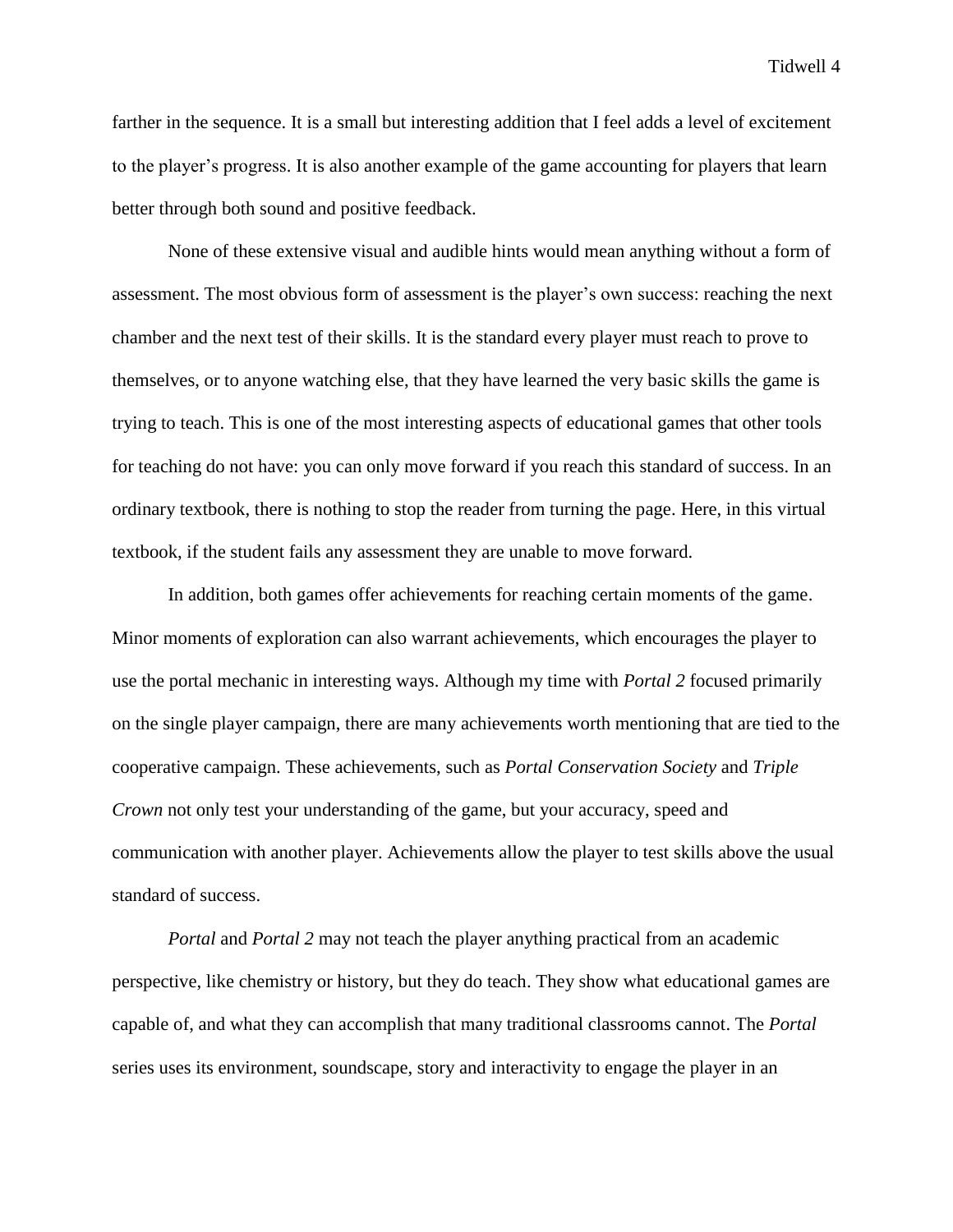farther in the sequence. It is a small but interesting addition that I feel adds a level of excitement to the player's progress. It is also another example of the game accounting for players that learn better through both sound and positive feedback.

None of these extensive visual and audible hints would mean anything without a form of assessment. The most obvious form of assessment is the player's own success: reaching the next chamber and the next test of their skills. It is the standard every player must reach to prove to themselves, or to anyone watching else, that they have learned the very basic skills the game is trying to teach. This is one of the most interesting aspects of educational games that other tools for teaching do not have: you can only move forward if you reach this standard of success. In an ordinary textbook, there is nothing to stop the reader from turning the page. Here, in this virtual textbook, if the student fails any assessment they are unable to move forward.

In addition, both games offer achievements for reaching certain moments of the game. Minor moments of exploration can also warrant achievements, which encourages the player to use the portal mechanic in interesting ways. Although my time with *Portal 2* focused primarily on the single player campaign, there are many achievements worth mentioning that are tied to the cooperative campaign. These achievements, such as *Portal Conservation Society* and *Triple Crown* not only test your understanding of the game, but your accuracy, speed and communication with another player. Achievements allow the player to test skills above the usual standard of success.

*Portal* and *Portal 2* may not teach the player anything practical from an academic perspective, like chemistry or history, but they do teach. They show what educational games are capable of, and what they can accomplish that many traditional classrooms cannot. The *Portal* series uses its environment, soundscape, story and interactivity to engage the player in an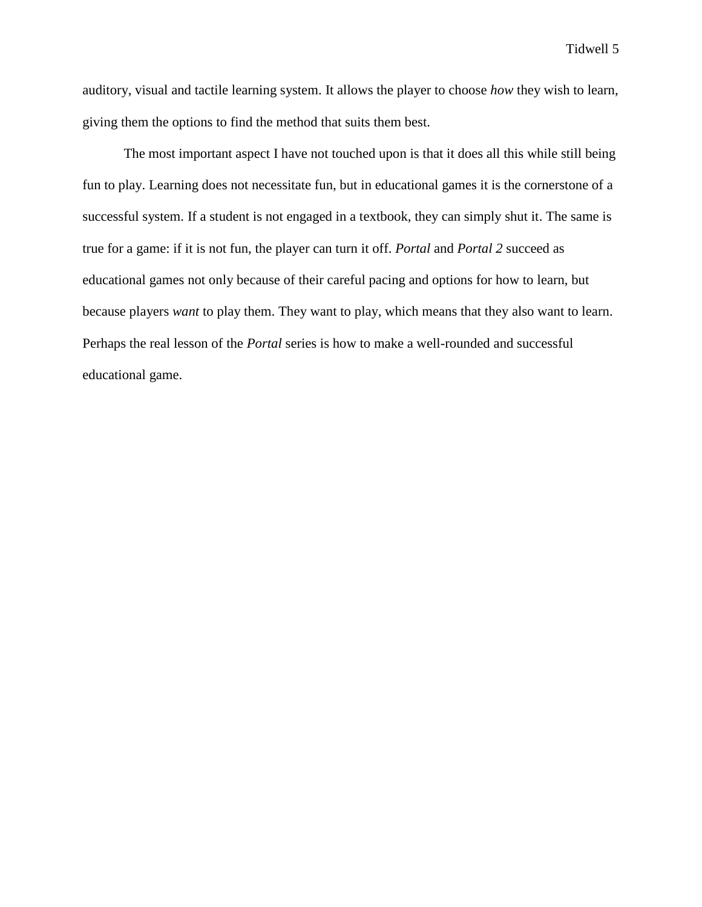auditory, visual and tactile learning system. It allows the player to choose *how* they wish to learn, giving them the options to find the method that suits them best.

The most important aspect I have not touched upon is that it does all this while still being fun to play. Learning does not necessitate fun, but in educational games it is the cornerstone of a successful system. If a student is not engaged in a textbook, they can simply shut it. The same is true for a game: if it is not fun, the player can turn it off. *Portal* and *Portal 2* succeed as educational games not only because of their careful pacing and options for how to learn, but because players *want* to play them. They want to play, which means that they also want to learn. Perhaps the real lesson of the *Portal* series is how to make a well-rounded and successful educational game.